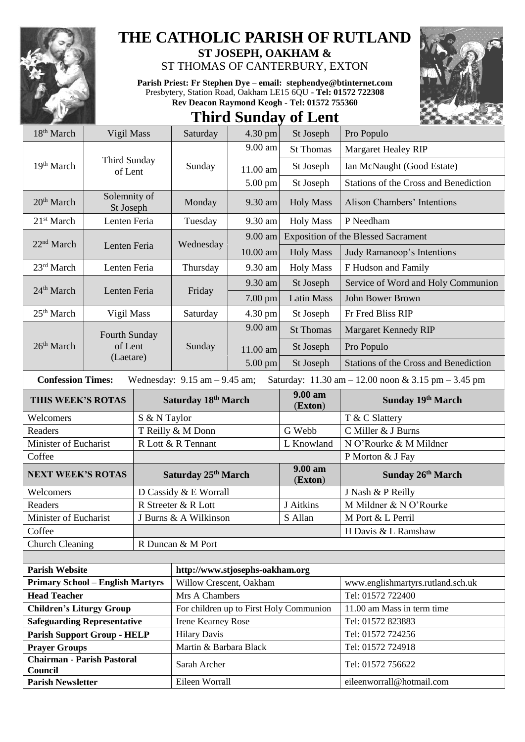# THE CATHOLIC PARISH OF RUTLAND

**ST JOSEPH, OAKHAM &**

ST THOMAS OF CANTERBURY, EXTON

**Parish Priest: Fr Stephen Dye** – **email: stephendye@btinternet.com**
Presbytery, Station Road, Oakham LE15 6QU - **Tel: 01572 722308**
**Rev Deacon Raymond Keogh - Tel: 01572 755360**

## Third Sunday of Lent

| | | | | | |
|---|---|---|---|---|---|
| 18th March | Vigil Mass | Saturday | 4.30 pm | St Joseph | Pro Populo |
| 19th March | Third Sunday of Lent | Sunday | 9.00 am | St Thomas | Margaret Healey RIP |
| | | | 11.00 am | St Joseph | Ian McNaught (Good Estate) |
| | | | 5.00 pm | St Joseph | Stations of the Cross and Benediction |
| 20th March | Solemnity of St Joseph | Monday | 9.30 am | Holy Mass | Alison Chambers' Intentions |
| 21st March | Lenten Feria | Tuesday | 9.30 am | Holy Mass | P Needham |
| 22nd March | Lenten Feria | Wednesday | 9.00 am | Exposition of the Blessed Sacrament | |
| | | | 10.00 am | Holy Mass | Judy Ramanoop's Intentions |
| 23rd March | Lenten Feria | Thursday | 9.30 am | Holy Mass | F Hudson and Family |
| 24th March | Lenten Feria | Friday | 9.30 am | St Joseph | Service of Word and Holy Communion |
| | | | 7.00 pm | Latin Mass | John Bower Brown |
| 25th March | Vigil Mass | Saturday | 4.30 pm | St Joseph | Fr Fred Bliss RIP |
| 26th March | Fourth Sunday of Lent (Laetare) | Sunday | 9.00 am | St Thomas | Margaret Kennedy RIP |
| | | | 11.00 am | St Joseph | Pro Populo |
| | | | 5.00 pm | St Joseph | Stations of the Cross and Benediction |

**Confession Times:** Wednesday: 9.15 am – 9.45 am; Saturday: 11.30 am – 12.00 noon & 3.15 pm – 3.45 pm

| THIS WEEK'S ROTAS | Saturday 18th March | 9.00 am (Exton) | Sunday 19th March |
|---|---|---|---|
| Welcomers | S & N Taylor | | T & C Slattery |
| Readers | T Reilly & M Donn | G Webb | C Miller & J Burns |
| Minister of Eucharist | R Lott & R Tennant | L Knowland | N O'Rourke & M Mildner |
| Coffee | | | P Morton & J Fay |
| **NEXT WEEK'S ROTAS** | **Saturday 25th March** | **9.00 am (Exton)** | **Sunday 26th March** |
| Welcomers | D Cassidy & E Worrall | | J Nash & P Reilly |
| Readers | R Streeter & R Lott | J Aitkins | M Mildner & N O'Rourke |
| Minister of Eucharist | J Burns & A Wilkinson | S Allan | M Port & L Perril |
| Coffee | | | H Davis & L Ramshaw |
| Church Cleaning | R Duncan & M Port | | |

| | | |
|---|---|---|
| **Parish Website** | http://www.stjosephs-oakham.org | |
| **Primary School – English Martyrs** | Willow Crescent, Oakham | www.englishmartyrs.rutland.sch.uk |
| **Head Teacher** | Mrs A Chambers | Tel: 01572 722400 |
| **Children's Liturgy Group** | For children up to First Holy Communion | 11.00 am Mass in term time |
| **Safeguarding Representative** | Irene Kearney Rose | Tel: 01572 823883 |
| **Parish Support Group - HELP** | Hilary Davis | Tel: 01572 724256 |
| **Prayer Groups** | Martin & Barbara Black | Tel: 01572 724918 |
| **Chairman - Parish Pastoral Council** | Sarah Archer | Tel: 01572 756622 |
| **Parish Newsletter** | Eileen Worrall | eileenworrall@hotmail.com |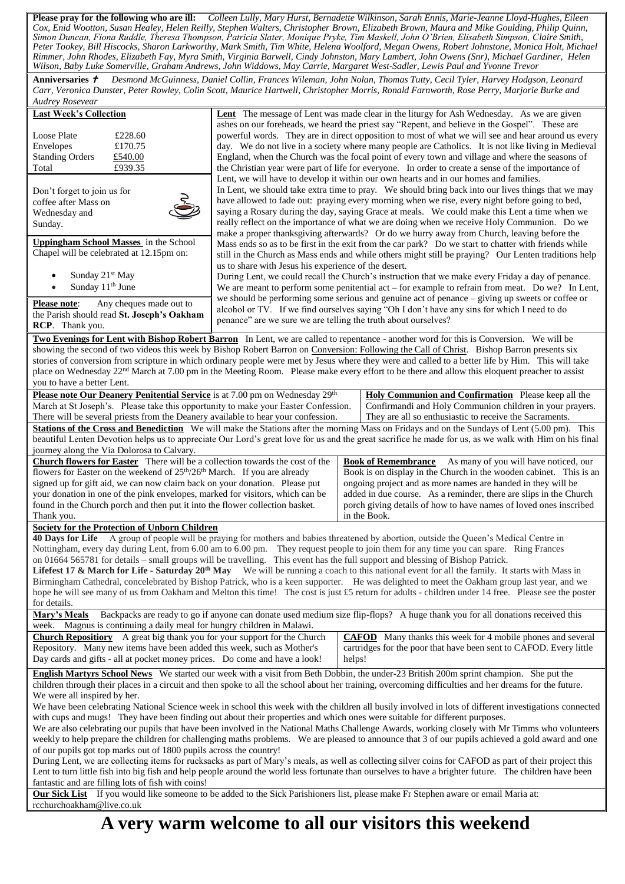**Please pray for the following who are ill:** *Colleen Lully, Mary Hurst, Bernadette Wilkinson, Sarah Ennis, Marie-Jeanne Lloyd-Hughes, Eileen Cox, Enid Wootton, Susan Healey, Helen Reilly, Stephen Walters, Christopher Brown, Elizabeth Brown, Maura and Mike Goulding, Philip Quinn, Simon Duncan, Fiona Ruddle, Theresa Thompson, Patricia Slater, Monique Pryke, Tim Maskell, John O'Brien, Elisabeth Simpson, Claire Smith, Peter Tookey, Bill Hiscocks, Sharon Larkworthy, Mark Smith, Tim White, Helena Woolford, Megan Owens, Robert Johnstone, Monica Holt, Michael Rimmer, John Rhodes, Elizabeth Fay, Myra Smith, Virginia Barwell, Cindy Johnston, Mary Lambert, John Owens (Snr), Michael Gardiner, Helen Wilson, Baby Luke Somerville, Graham Andrews, John Widdows, May Carrie, Margaret West-Sadler, Lewis Paul and Yvonne Trevor*

**Anniversaries ✝** *Desmond McGuinness, Daniel Collin, Frances Wileman, John Nolan, Thomas Tutty, Cecil Tyler, Harvey Hodgson, Leonard Carr, Veronica Dunster, Peter Rowley, Colin Scott, Maurice Hartwell, Christopher Morris, Ronald Farnworth, Rose Perry, Marjorie Burke and Audrey Rosevear*

**Last Week's Collection**

| | |
|---|---|
| Loose Plate | £228.60 |
| Envelopes | £170.75 |
| Standing Orders | £540.00 |
| Total | £939.35 |

Don't forget to join us for coffee after Mass on Wednesday and Sunday.

**Uppingham School Masses** in the School Chapel will be celebrated at 12.15pm on:

- Sunday 21st May
- Sunday 11th June

**Please note**: Any cheques made out to the Parish should read **St. Joseph's Oakham RCP**. Thank you.

**Lent** The message of Lent was made clear in the liturgy for Ash Wednesday. As we are given ashes on our foreheads, we heard the priest say "Repent, and believe in the Gospel". These are powerful words. They are in direct opposition to most of what we will see and hear around us every day. We do not live in a society where many people are Catholics. It is not like living in Medieval England, when the Church was the focal point of every town and village and where the seasons of the Christian year were part of life for everyone. In order to create a sense of the importance of Lent, we will have to develop it within our own hearts and in our homes and families.
In Lent, we should take extra time to pray. We should bring back into our lives things that we may have allowed to fade out: praying every morning when we rise, every night before going to bed, saying a Rosary during the day, saying Grace at meals. We could make this Lent a time when we really reflect on the importance of what we are doing when we receive Holy Communion. Do we make a proper thanksgiving afterwards? Or do we hurry away from Church, leaving before the Mass ends so as to be first in the exit from the car park? Do we start to chatter with friends while still in the Church as Mass ends and while others might still be praying? Our Lenten traditions help us to share with Jesus his experience of the desert.
During Lent, we could recall the Church's instruction that we make every Friday a day of penance. We are meant to perform some penitential act – for example to refrain from meat. Do we? In Lent, we should be performing some serious and genuine act of penance – giving up sweets or coffee or alcohol or TV. If we find ourselves saying "Oh I don't have any sins for which I need to do penance" are we sure we are telling the truth about ourselves?

**Two Evenings for Lent with Bishop Robert Barron** In Lent, we are called to repentance - another word for this is Conversion. We will be showing the second of two videos this week by Bishop Robert Barron on Conversion: Following the Call of Christ. Bishop Barron presents six stories of conversion from scripture in which ordinary people were met by Jesus where they were and called to a better life by Him. This will take place on Wednesday 22nd March at 7.00 pm in the Meeting Room. Please make every effort to be there and allow this eloquent preacher to assist you to have a better Lent.

**Please note Our Deanery Penitential Service** is at 7.00 pm on Wednesday 29th March at St Joseph's. Please take this opportunity to make your Easter Confession. There will be several priests from the Deanery available to hear your confession.

**Holy Communion and Confirmation** Please keep all the Confirmandi and Holy Communion children in your prayers. They are all so enthusiastic to receive the Sacraments.

**Stations of the Cross and Benediction** We will make the Stations after the morning Mass on Fridays and on the Sundays of Lent (5.00 pm). This beautiful Lenten Devotion helps us to appreciate Our Lord's great love for us and the great sacrifice he made for us, as we walk with Him on his final journey along the Via Dolorosa to Calvary.

**Church flowers for Easter** There will be a collection towards the cost of the flowers for Easter on the weekend of 25th/26th March. If you are already signed up for gift aid, we can now claim back on your donation. Please put your donation in one of the pink envelopes, marked for visitors, which can be found in the Church porch and then put it into the flower collection basket. Thank you.

**Book of Remembrance** As many of you will have noticed, our Book is on display in the Church in the wooden cabinet. This is an ongoing project and as more names are handed in they will be added in due course. As a reminder, there are slips in the Church porch giving details of how to have names of loved ones inscribed in the Book.

**Society for the Protection of Unborn Children**

**40 Days for Life** A group of people will be praying for mothers and babies threatened by abortion, outside the Queen's Medical Centre in Nottingham, every day during Lent, from 6.00 am to 6.00 pm. They request people to join them for any time you can spare. Ring Frances on 01664 565781 for details – small groups will be travelling. This event has the full support and blessing of Bishop Patrick.

**Lifefest 17 & March for Life - Saturday 20th May** We will be running a coach to this national event for all the family. It starts with Mass in Birmingham Cathedral, concelebrated by Bishop Patrick, who is a keen supporter. He was delighted to meet the Oakham group last year, and we hope he will see many of us from Oakham and Melton this time! The cost is just £5 return for adults - children under 14 free. Please see the poster for details.

**Mary's Meals** Backpacks are ready to go if anyone can donate used medium size flip-flops? A huge thank you for all donations received this week. Magnus is continuing a daily meal for hungry children in Malawi.

**Church Repository** A great big thank you for your support for the Church Repository. Many new items have been added this week, such as Mother's Day cards and gifts - all at pocket money prices. Do come and have a look!

**CAFOD** Many thanks this week for 4 mobile phones and several cartridges for the poor that have been sent to CAFOD. Every little helps!

**English Martyrs School News** We started our week with a visit from Beth Dobbin, the under-23 British 200m sprint champion. She put the children through their places in a circuit and then spoke to all the school about her training, overcoming difficulties and her dreams for the future. We were all inspired by her.
We have been celebrating National Science week in school this week with the children all busily involved in lots of different investigations connected with cups and mugs! They have been finding out about their properties and which ones were suitable for different purposes.
We are also celebrating our pupils that have been involved in the National Maths Challenge Awards, working closely with Mr Timms who volunteers weekly to help prepare the children for challenging maths problems. We are pleased to announce that 3 of our pupils achieved a gold award and one of our pupils got top marks out of 1800 pupils across the country!
During Lent, we are collecting items for rucksacks as part of Mary's meals, as well as collecting silver coins for CAFOD as part of their project this Lent to turn little fish into big fish and help people around the world less fortunate than ourselves to have a brighter future. The children have been fantastic and are filling lots of fish with coins!

**Our Sick List** If you would like someone to be added to the Sick Parishioners list, please make Fr Stephen aware or email Maria at: rcchurchoakham@live.co.uk

# A very warm welcome to all our visitors this weekend